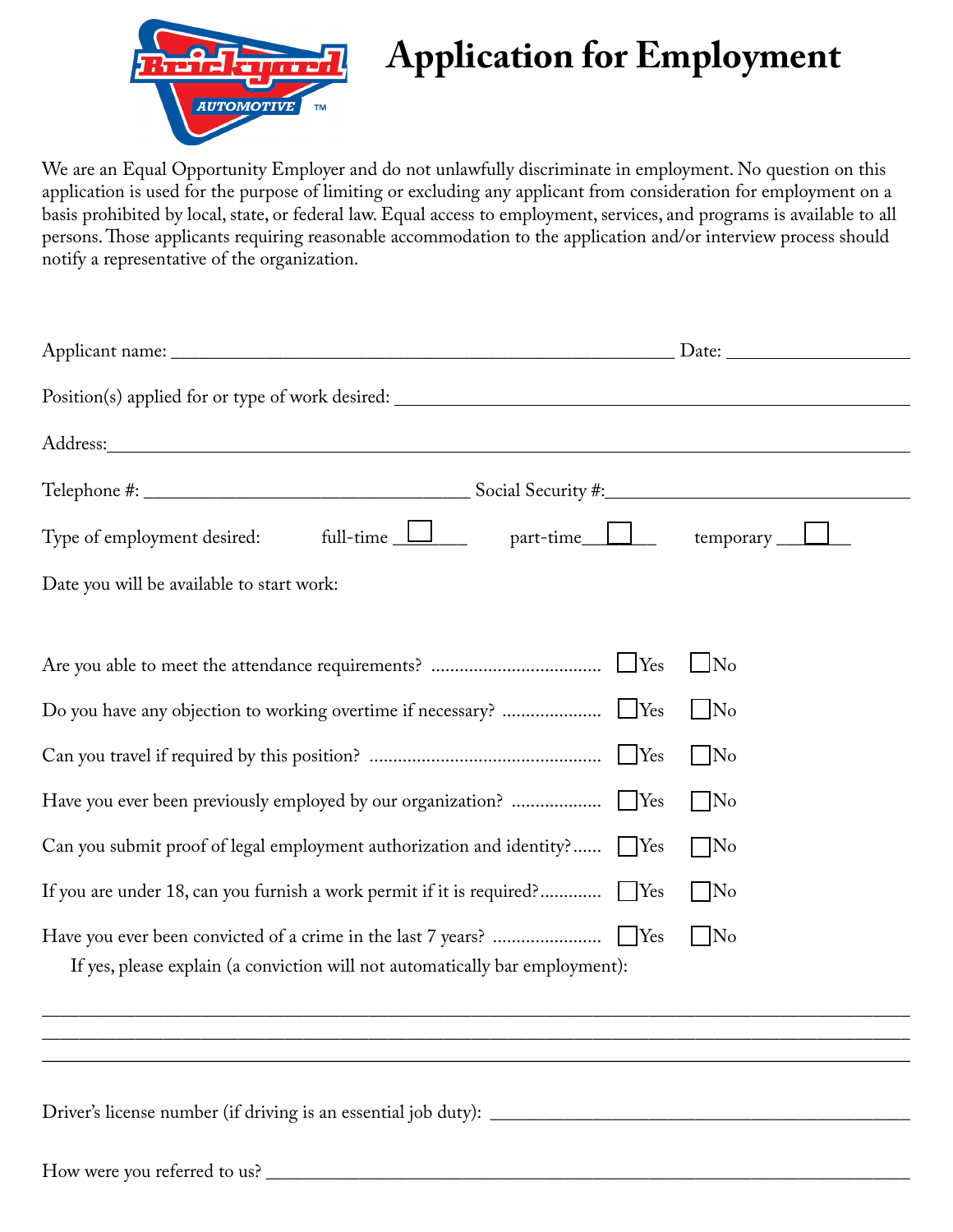# Application for Employment

We are an Equal Opportunity Employer and do not unlawfully discriminate in employment. No question on this application is used for the purpose of limiting or excluding any applicant from consideration for employment on a basis prohibited by local, state, or federal law. Equal access to employment, services, and programs is available to all persons. Those applicants requiring reasonable accommodation to the application and/or interview process should notify a representative of the organization.

Applicant name: ______________________________________________________ Date: ____________________

Position(s) applied for or type of work desired: ____________________________________________________

Address: ____________________________________________________________________________________

Telephone #: ___________________________________ Social Security #: __________________________________

Type of employment desired: full-time ☐ part-time ☐ temporary ☐

Date you will be available to start work:

Are you able to meet the attendance requirements? .................................... ☐ Yes ☐ No

Do you have any objection to working overtime if necessary? ..................... ☐ Yes ☐ No

Can you travel if required by this position? ................................................ ☐ Yes ☐ No

Have you ever been previously employed by our organization? .................. ☐ Yes ☐ No

Can you submit proof of legal employment authorization and identity? ...... ☐ Yes ☐ No

If you are under 18, can you furnish a work permit if it is required? ............ ☐ Yes ☐ No

Have you ever been convicted of a crime in the last 7 years? ...................... ☐ Yes ☐ No

If yes, please explain (a conviction will not automatically bar employment):

______________________________________________________________________________________________

______________________________________________________________________________________________

______________________________________________________________________________________________

Driver's license number (if driving is an essential job duty): _______________________________________________

How were you referred to us? ____________________________________________________________________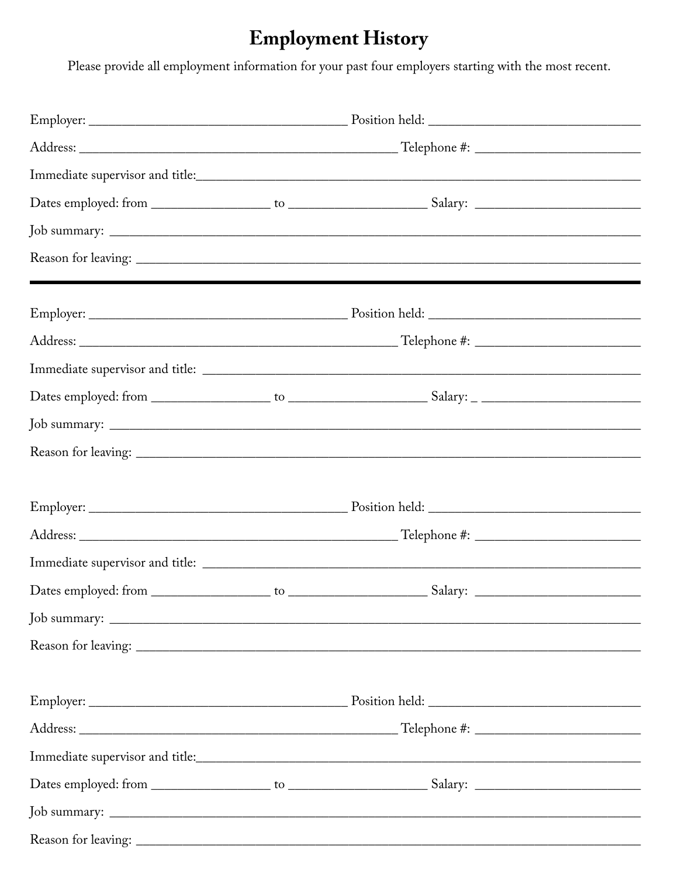# Employment History

Please provide all employment information for your past four employers starting with the most recent.

Employer: ______________________________________ Position held: _______________________________

Address: _______________________________________________ Telephone #: ________________________

Immediate supervisor and title:_________________________________________________________________

Dates employed: from _________________ to ____________________ Salary: ________________________

Job summary: ___________________________________________________________________________

Reason for leaving: _______________________________________________________________________

---

Employer: ______________________________________ Position held: _______________________________

Address: _______________________________________________ Telephone #: ________________________

Immediate supervisor and title: ________________________________________________________________

Dates employed: from _________________ to ____________________ Salary: _ ________________________

Job summary: ___________________________________________________________________________

Reason for leaving: _______________________________________________________________________

Employer: ______________________________________ Position held: _______________________________

Address: _______________________________________________ Telephone #: ________________________

Immediate supervisor and title: ________________________________________________________________

Dates employed: from _________________ to ____________________ Salary: ________________________

Job summary: ___________________________________________________________________________

Reason for leaving: _______________________________________________________________________

Employer: ______________________________________ Position held: _______________________________

Address: _______________________________________________ Telephone #: ________________________

Immediate supervisor and title:_________________________________________________________________

Dates employed: from _________________ to ____________________ Salary: ________________________

Job summary: ___________________________________________________________________________

Reason for leaving: _______________________________________________________________________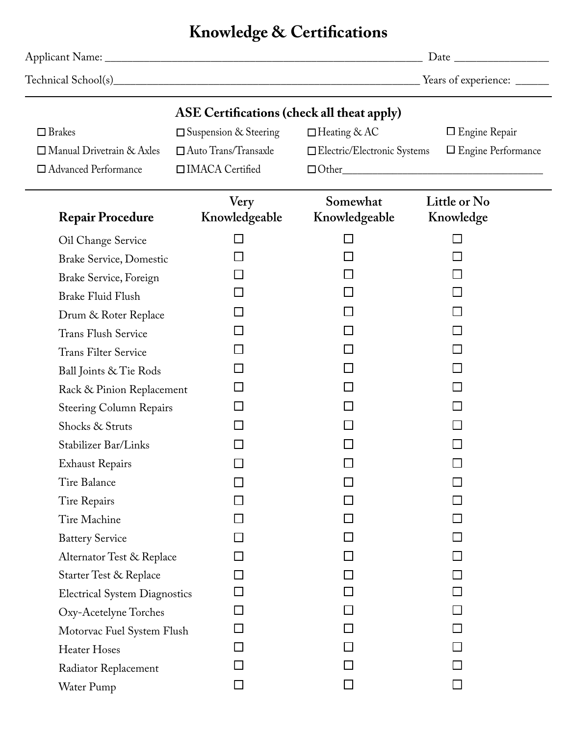# Knowledge & Certifications

Applicant Name: ________________________________________ Date ______________

Technical School(s)________________________________________ Years of experience: ______

## ASE Certifications (check all theat apply)

☐ Brakes ☐ Suspension & Steering ☐ Heating & AC ☐ Engine Repair

☐ Manual Drivetrain & Axles ☐ Auto Trans/Transaxle ☐ Electric/Electronic Systems ☐ Engine Performance

☐ Advanced Performance ☐ IMACA Certified ☐ Other________________________________

| Repair Procedure | Very Knowledgeable | Somewhat Knowledgeable | Little or No Knowledge |
|---|---|---|---|
| Oil Change Service | ☐ | ☐ | ☐ |
| Brake Service, Domestic | ☐ | ☐ | ☐ |
| Brake Service, Foreign | ☐ | ☐ | ☐ |
| Brake Fluid Flush | ☐ | ☐ | ☐ |
| Drum & Roter Replace | ☐ | ☐ | ☐ |
| Trans Flush Service | ☐ | ☐ | ☐ |
| Trans Filter Service | ☐ | ☐ | ☐ |
| Ball Joints & Tie Rods | ☐ | ☐ | ☐ |
| Rack & Pinion Replacement | ☐ | ☐ | ☐ |
| Steering Column Repairs | ☐ | ☐ | ☐ |
| Shocks & Struts | ☐ | ☐ | ☐ |
| Stabilizer Bar/Links | ☐ | ☐ | ☐ |
| Exhaust Repairs | ☐ | ☐ | ☐ |
| Tire Balance | ☐ | ☐ | ☐ |
| Tire Repairs | ☐ | ☐ | ☐ |
| Tire Machine | ☐ | ☐ | ☐ |
| Battery Service | ☐ | ☐ | ☐ |
| Alternator Test & Replace | ☐ | ☐ | ☐ |
| Starter Test & Replace | ☐ | ☐ | ☐ |
| Electrical System Diagnostics | ☐ | ☐ | ☐ |
| Oxy-Acetelyne Torches | ☐ | ☐ | ☐ |
| Motorvac Fuel System Flush | ☐ | ☐ | ☐ |
| Heater Hoses | ☐ | ☐ | ☐ |
| Radiator Replacement | ☐ | ☐ | ☐ |
| Water Pump | ☐ | ☐ | ☐ |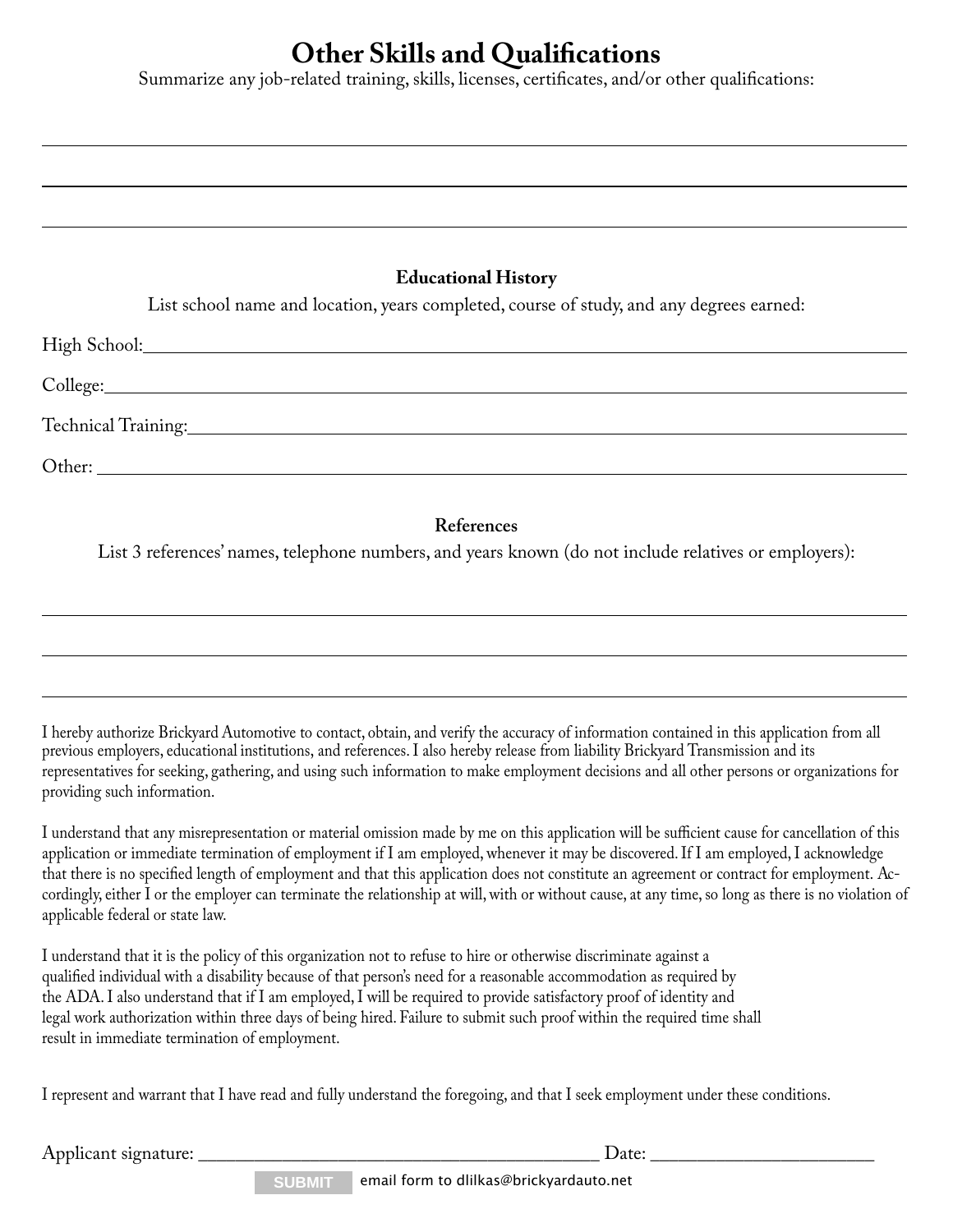# Other Skills and Qualifications

Summarize any job-related training, skills, licenses, certificates, and/or other qualifications:

___________________________________________________________________________

___________________________________________________________________________

___________________________________________________________________________

### Educational History

List school name and location, years completed, course of study, and any degrees earned:

High School:______________________________________________________________

College:__________________________________________________________________

Technical Training:_________________________________________________________

Other: ___________________________________________________________________

### References

List 3 references' names, telephone numbers, and years known (do not include relatives or employers):

___________________________________________________________________________

___________________________________________________________________________

___________________________________________________________________________

I hereby authorize Brickyard Automotive to contact, obtain, and verify the accuracy of information contained in this application from all previous employers, educational institutions, and references. I also hereby release from liability Brickyard Transmission and its representatives for seeking, gathering, and using such information to make employment decisions and all other persons or organizations for providing such information.

I understand that any misrepresentation or material omission made by me on this application will be sufficient cause for cancellation of this application or immediate termination of employment if I am employed, whenever it may be discovered. If I am employed, I acknowledge that there is no specified length of employment and that this application does not constitute an agreement or contract for employment. Accordingly, either I or the employer can terminate the relationship at will, with or without cause, at any time, so long as there is no violation of applicable federal or state law.

I understand that it is the policy of this organization not to refuse to hire or otherwise discriminate against a qualified individual with a disability because of that person's need for a reasonable accommodation as required by the ADA. I also understand that if I am employed, I will be required to provide satisfactory proof of identity and legal work authorization within three days of being hired. Failure to submit such proof within the required time shall result in immediate termination of employment.

I represent and warrant that I have read and fully understand the foregoing, and that I seek employment under these conditions.

Applicant signature: ____________________________________________ Date: _______________________

SUBMIT email form to dlilkas@brickyardauto.net